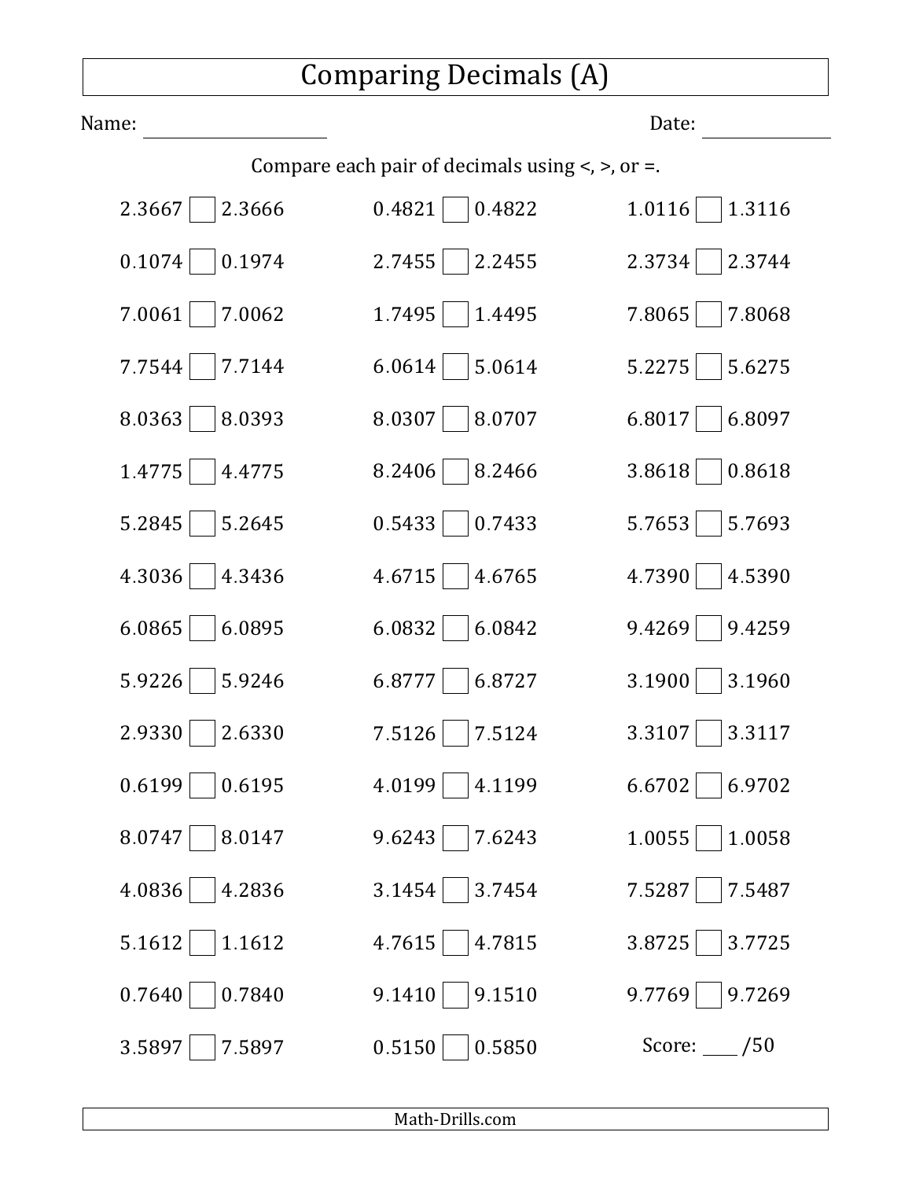# Comparing Decimals (A)

Name: ____________________ Date: ______________

Compare each pair of decimals using <, >, or =.

| | | |
|---|---|---|
| 2.3667 ☐ 2.3666 | 0.4821 ☐ 0.4822 | 1.0116 ☐ 1.3116 |
| 0.1074 ☐ 0.1974 | 2.7455 ☐ 2.2455 | 2.3734 ☐ 2.3744 |
| 7.0061 ☐ 7.0062 | 1.7495 ☐ 1.4495 | 7.8065 ☐ 7.8068 |
| 7.7544 ☐ 7.7144 | 6.0614 ☐ 5.0614 | 5.2275 ☐ 5.6275 |
| 8.0363 ☐ 8.0393 | 8.0307 ☐ 8.0707 | 6.8017 ☐ 6.8097 |
| 1.4775 ☐ 4.4775 | 8.2406 ☐ 8.2466 | 3.8618 ☐ 0.8618 |
| 5.2845 ☐ 5.2645 | 0.5433 ☐ 0.7433 | 5.7653 ☐ 5.7693 |
| 4.3036 ☐ 4.3436 | 4.6715 ☐ 4.6765 | 4.7390 ☐ 4.5390 |
| 6.0865 ☐ 6.0895 | 6.0832 ☐ 6.0842 | 9.4269 ☐ 9.4259 |
| 5.9226 ☐ 5.9246 | 6.8777 ☐ 6.8727 | 3.1900 ☐ 3.1960 |
| 2.9330 ☐ 2.6330 | 7.5126 ☐ 7.5124 | 3.3107 ☐ 3.3117 |
| 0.6199 ☐ 0.6195 | 4.0199 ☐ 4.1199 | 6.6702 ☐ 6.9702 |
| 8.0747 ☐ 8.0147 | 9.6243 ☐ 7.6243 | 1.0055 ☐ 1.0058 |
| 4.0836 ☐ 4.2836 | 3.1454 ☐ 3.7454 | 7.5287 ☐ 7.5487 |
| 5.1612 ☐ 1.1612 | 4.7615 ☐ 4.7815 | 3.8725 ☐ 3.7725 |
| 0.7640 ☐ 0.7840 | 9.1410 ☐ 9.1510 | 9.7769 ☐ 9.7269 |
| 3.5897 ☐ 7.5897 | 0.5150 ☐ 0.5850 | Score: ____ /50 |

Math-Drills.com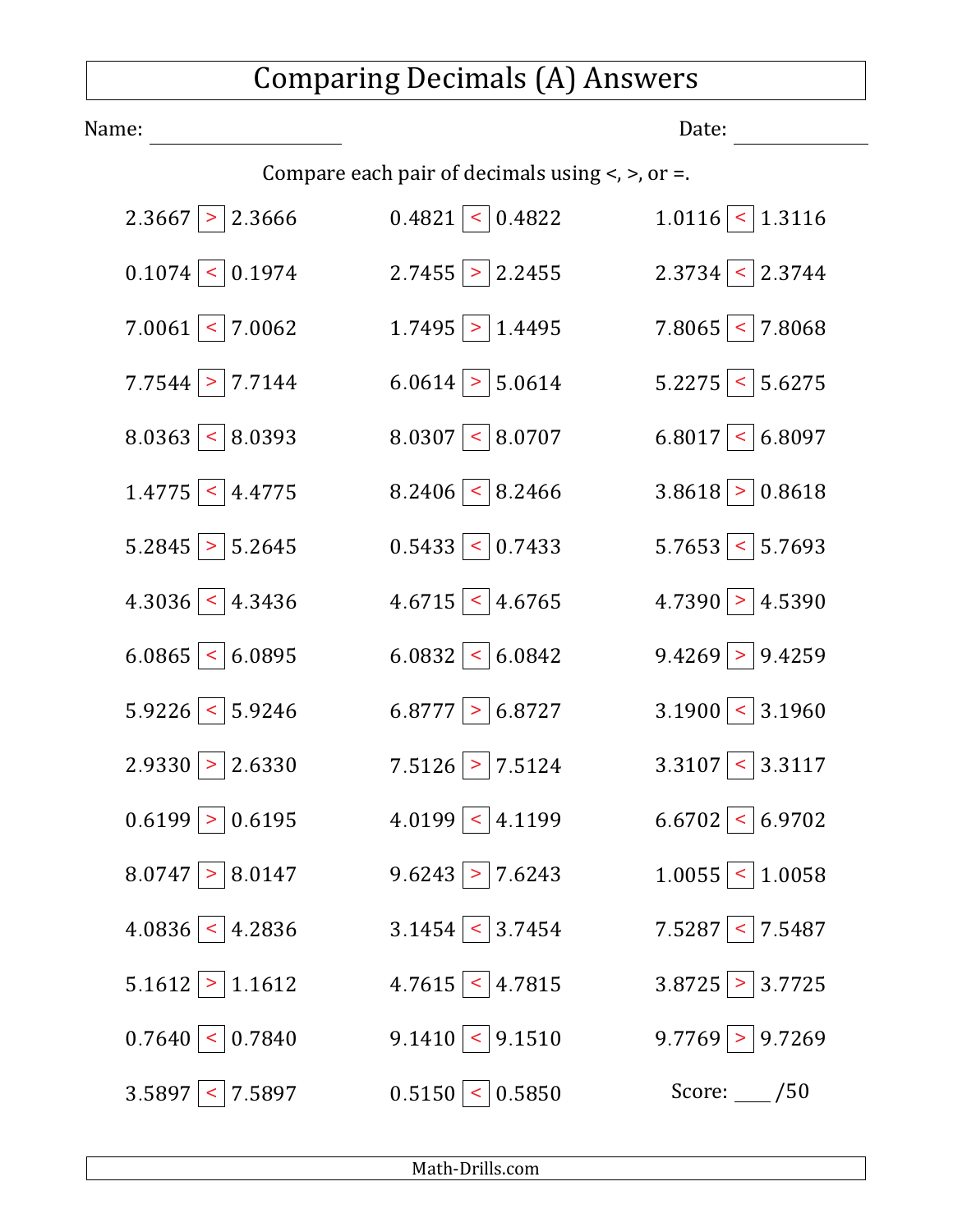# Comparing Decimals (A) Answers

Name: ____________________ Date: ______________

Compare each pair of decimals using <, >, or =.

| | | |
|---|---|---|
| 2.3667 > 2.3666 | 0.4821 < 0.4822 | 1.0116 < 1.3116 |
| 0.1074 < 0.1974 | 2.7455 > 2.2455 | 2.3734 < 2.3744 |
| 7.0061 < 7.0062 | 1.7495 > 1.4495 | 7.8065 < 7.8068 |
| 7.7544 > 7.7144 | 6.0614 > 5.0614 | 5.2275 < 5.6275 |
| 8.0363 < 8.0393 | 8.0307 < 8.0707 | 6.8017 < 6.8097 |
| 1.4775 < 4.4775 | 8.2406 < 8.2466 | 3.8618 > 0.8618 |
| 5.2845 > 5.2645 | 0.5433 < 0.7433 | 5.7653 < 5.7693 |
| 4.3036 < 4.3436 | 4.6715 < 4.6765 | 4.7390 > 4.5390 |
| 6.0865 < 6.0895 | 6.0832 < 6.0842 | 9.4269 > 9.4259 |
| 5.9226 < 5.9246 | 6.8777 > 6.8727 | 3.1900 < 3.1960 |
| 2.9330 > 2.6330 | 7.5126 > 7.5124 | 3.3107 < 3.3117 |
| 0.6199 > 0.6195 | 4.0199 < 4.1199 | 6.6702 < 6.9702 |
| 8.0747 > 8.0147 | 9.6243 > 7.6243 | 1.0055 < 1.0058 |
| 4.0836 < 4.2836 | 3.1454 < 3.7454 | 7.5287 < 7.5487 |
| 5.1612 > 1.1612 | 4.7615 < 4.7815 | 3.8725 > 3.7725 |
| 0.7640 < 0.7840 | 9.1410 < 9.1510 | 9.7769 > 9.7269 |
| 3.5897 < 7.5897 | 0.5150 < 0.5850 | Score: ____ /50 |

Math-Drills.com